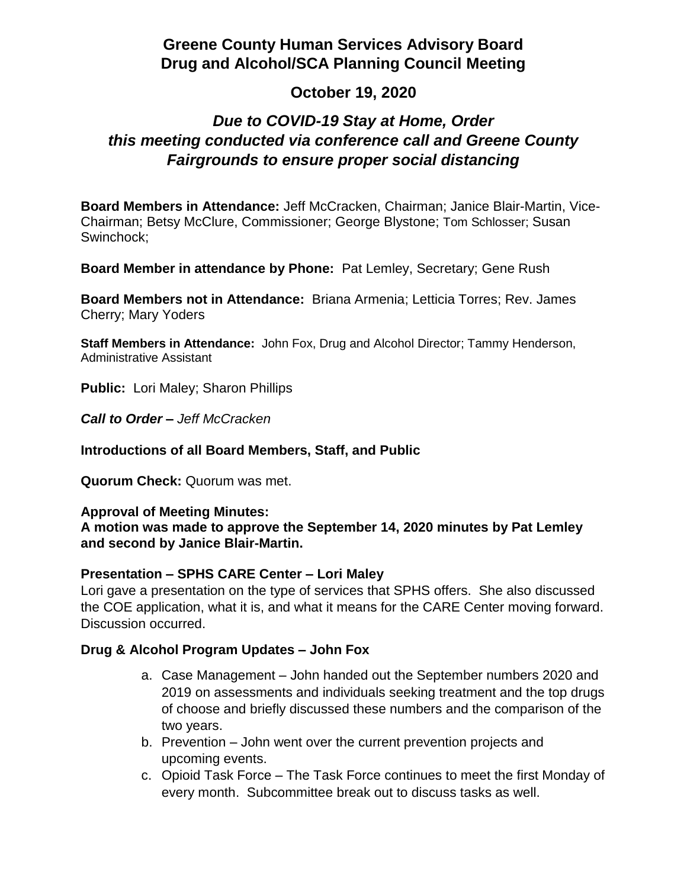# Greene County Human Services Advisory Board
# Drug and Alcohol/SCA Planning Council Meeting

## October 19, 2020

### *Due to COVID-19 Stay at Home, Order this meeting conducted via conference call and Greene County Fairgrounds to ensure proper social distancing*

**Board Members in Attendance:** Jeff McCracken, Chairman; Janice Blair-Martin, Vice-Chairman; Betsy McClure, Commissioner; George Blystone; Tom Schlosser; Susan Swinchock;

**Board Member in attendance by Phone:** Pat Lemley, Secretary; Gene Rush

**Board Members not in Attendance:** Briana Armenia; Letticia Torres; Rev. James Cherry; Mary Yoders

**Staff Members in Attendance:** John Fox, Drug and Alcohol Director; Tammy Henderson, Administrative Assistant

**Public:** Lori Maley; Sharon Phillips

***Call to Order –*** *Jeff McCracken*

**Introductions of all Board Members, Staff, and Public**

**Quorum Check:** Quorum was met.

**Approval of Meeting Minutes:**
**A motion was made to approve the September 14, 2020 minutes by Pat Lemley and second by Janice Blair-Martin.**

**Presentation – SPHS CARE Center – Lori Maley**
Lori gave a presentation on the type of services that SPHS offers. She also discussed the COE application, what it is, and what it means for the CARE Center moving forward. Discussion occurred.

**Drug & Alcohol Program Updates – John Fox**

a. Case Management – John handed out the September numbers 2020 and 2019 on assessments and individuals seeking treatment and the top drugs of choose and briefly discussed these numbers and the comparison of the two years.
b. Prevention – John went over the current prevention projects and upcoming events.
c. Opioid Task Force – The Task Force continues to meet the first Monday of every month. Subcommittee break out to discuss tasks as well.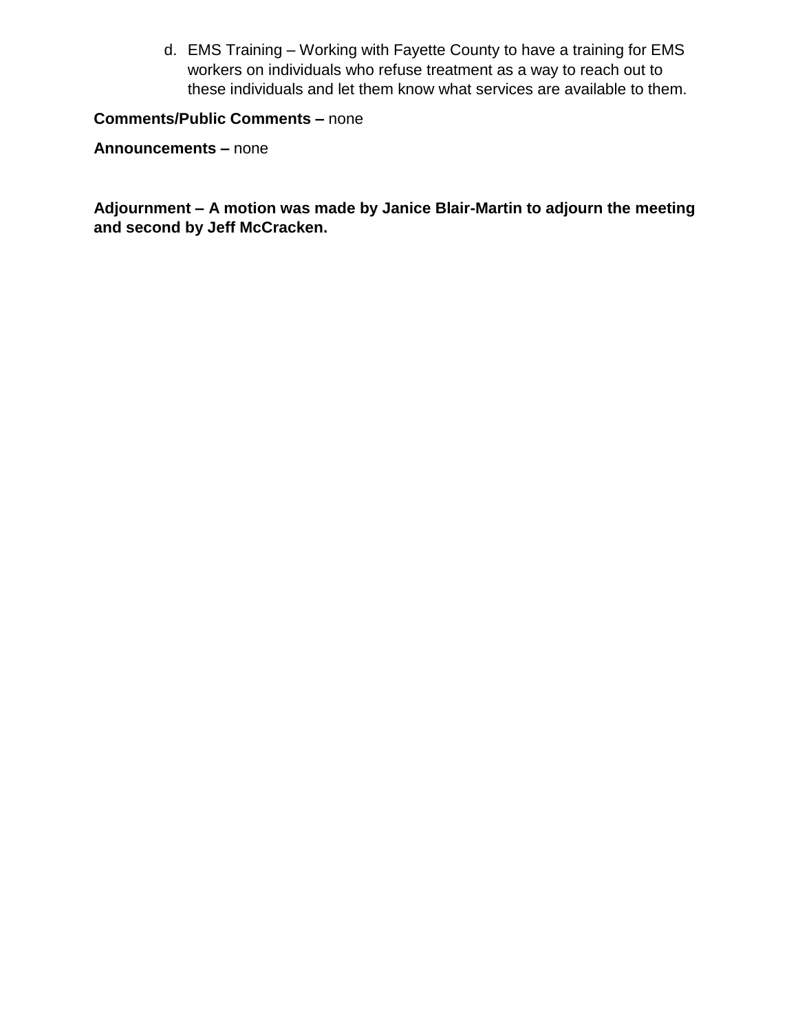d. EMS Training – Working with Fayette County to have a training for EMS workers on individuals who refuse treatment as a way to reach out to these individuals and let them know what services are available to them.

**Comments/Public Comments –** none

**Announcements –** none

**Adjournment – A motion was made by Janice Blair-Martin to adjourn the meeting and second by Jeff McCracken.**